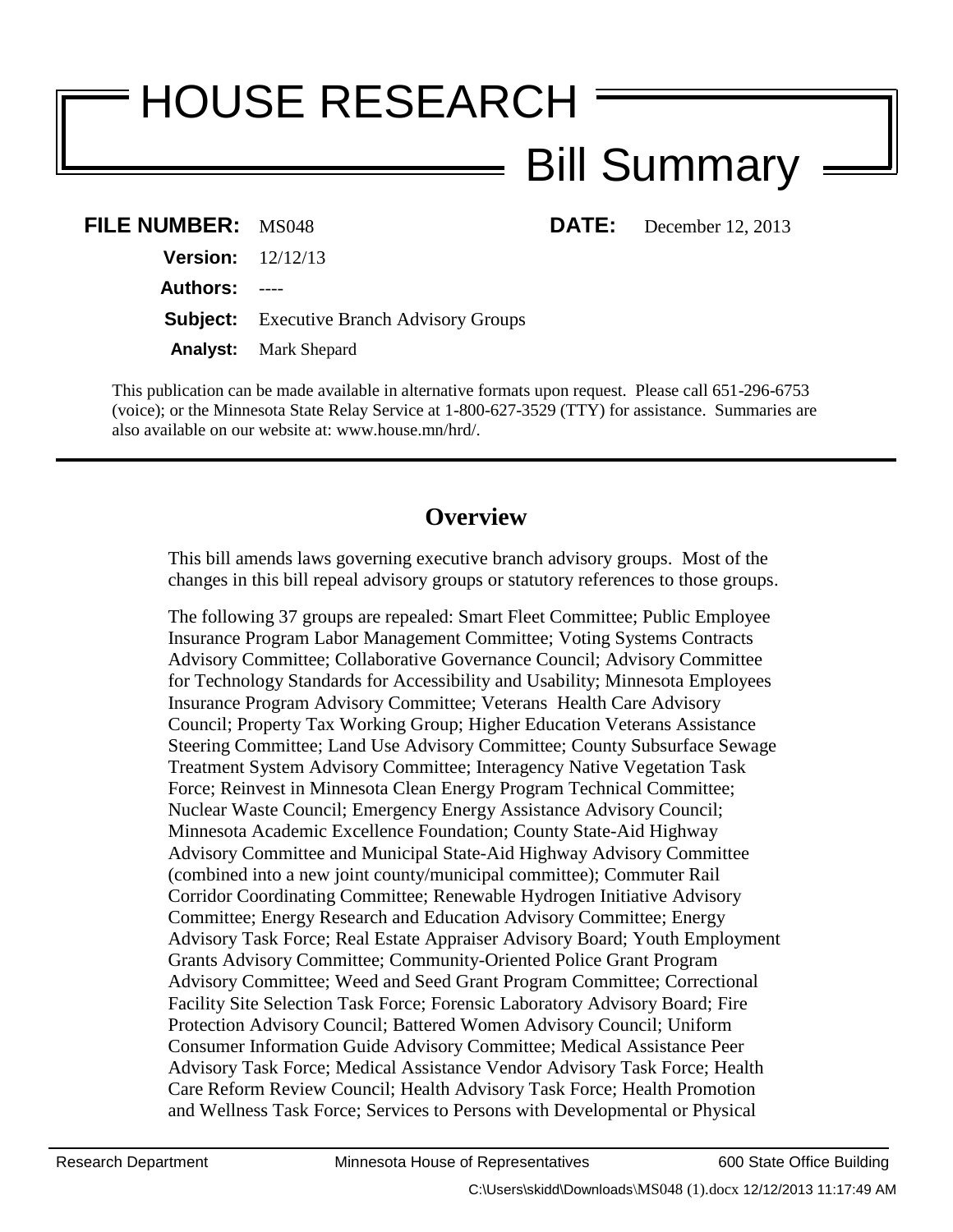# HOUSE RESEARCH

## Bill Summary

**FILE NUMBER:** MS048 **DATE:** December 12, 2013

**Version:** 12/12/13

**Authors:** ----

**Subject:** Executive Branch Advisory Groups

**Analyst:** Mark Shepard

This publication can be made available in alternative formats upon request. Please call 651-296-6753 (voice); or the Minnesota State Relay Service at 1-800-627-3529 (TTY) for assistance. Summaries are also available on our website at: www.house.mn/hrd/.

---

## Overview

This bill amends laws governing executive branch advisory groups. Most of the changes in this bill repeal advisory groups or statutory references to those groups.

The following 37 groups are repealed: Smart Fleet Committee; Public Employee Insurance Program Labor Management Committee; Voting Systems Contracts Advisory Committee; Collaborative Governance Council; Advisory Committee for Technology Standards for Accessibility and Usability; Minnesota Employees Insurance Program Advisory Committee; Veterans Health Care Advisory Council; Property Tax Working Group; Higher Education Veterans Assistance Steering Committee; Land Use Advisory Committee; County Subsurface Sewage Treatment System Advisory Committee; Interagency Native Vegetation Task Force; Reinvest in Minnesota Clean Energy Program Technical Committee; Nuclear Waste Council; Emergency Energy Assistance Advisory Council; Minnesota Academic Excellence Foundation; County State-Aid Highway Advisory Committee and Municipal State-Aid Highway Advisory Committee (combined into a new joint county/municipal committee); Commuter Rail Corridor Coordinating Committee; Renewable Hydrogen Initiative Advisory Committee; Energy Research and Education Advisory Committee; Energy Advisory Task Force; Real Estate Appraiser Advisory Board; Youth Employment Grants Advisory Committee; Community-Oriented Police Grant Program Advisory Committee; Weed and Seed Grant Program Committee; Correctional Facility Site Selection Task Force; Forensic Laboratory Advisory Board; Fire Protection Advisory Council; Battered Women Advisory Council; Uniform Consumer Information Guide Advisory Committee; Medical Assistance Peer Advisory Task Force; Medical Assistance Vendor Advisory Task Force; Health Care Reform Review Council; Health Advisory Task Force; Health Promotion and Wellness Task Force; Services to Persons with Developmental or Physical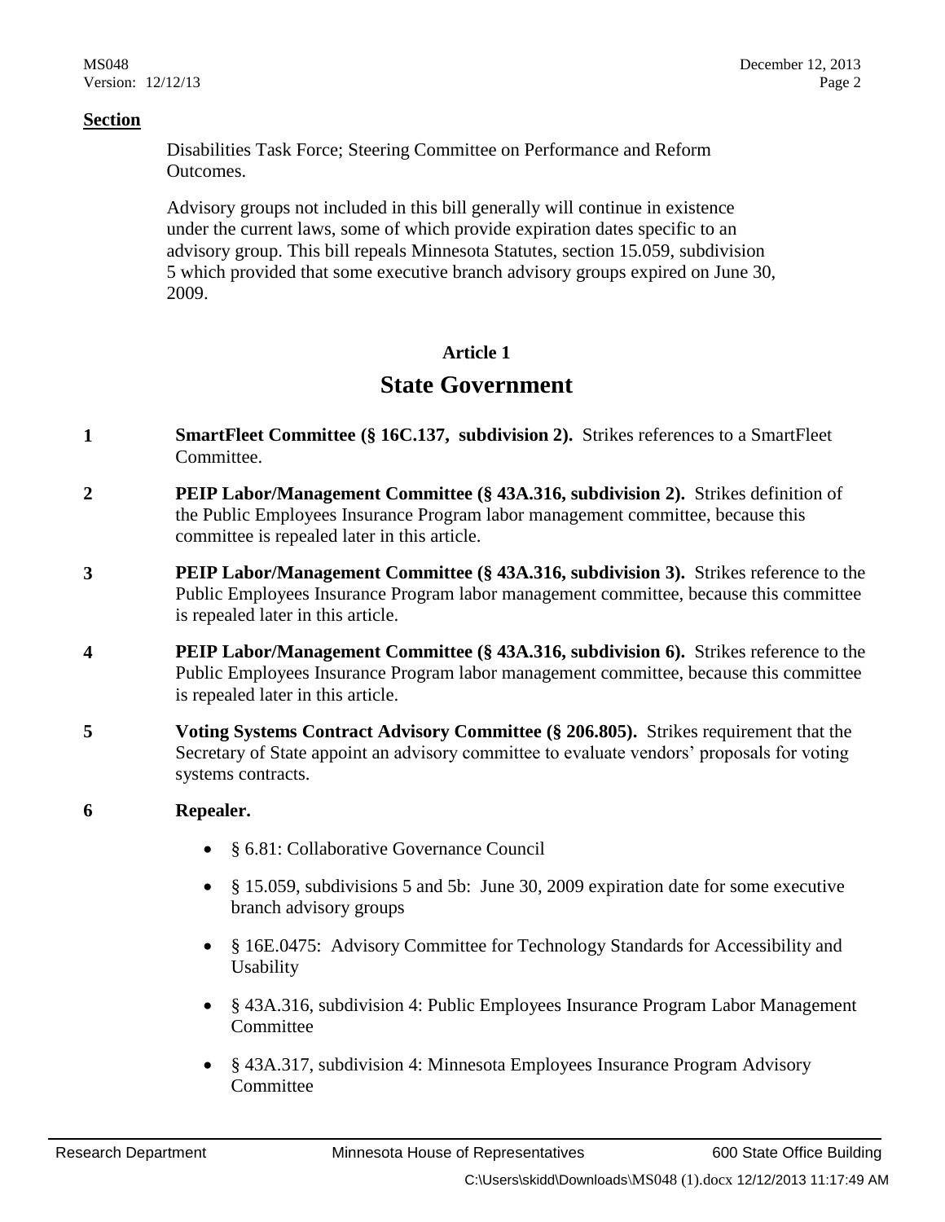**Section**

Disabilities Task Force; Steering Committee on Performance and Reform Outcomes.

Advisory groups not included in this bill generally will continue in existence under the current laws, some of which provide expiration dates specific to an advisory group. This bill repeals Minnesota Statutes, section 15.059, subdivision 5 which provided that some executive branch advisory groups expired on June 30, 2009.

## Article 1

# State Government

**1** **SmartFleet Committee (§ 16C.137, subdivision 2).** Strikes references to a SmartFleet Committee.

**2** **PEIP Labor/Management Committee (§ 43A.316, subdivision 2).** Strikes definition of the Public Employees Insurance Program labor management committee, because this committee is repealed later in this article.

**3** **PEIP Labor/Management Committee (§ 43A.316, subdivision 3).** Strikes reference to the Public Employees Insurance Program labor management committee, because this committee is repealed later in this article.

**4** **PEIP Labor/Management Committee (§ 43A.316, subdivision 6).** Strikes reference to the Public Employees Insurance Program labor management committee, because this committee is repealed later in this article.

**5** **Voting Systems Contract Advisory Committee (§ 206.805).** Strikes requirement that the Secretary of State appoint an advisory committee to evaluate vendors' proposals for voting systems contracts.

**6** **Repealer.**

- § 6.81: Collaborative Governance Council
- § 15.059, subdivisions 5 and 5b: June 30, 2009 expiration date for some executive branch advisory groups
- § 16E.0475: Advisory Committee for Technology Standards for Accessibility and Usability
- § 43A.316, subdivision 4: Public Employees Insurance Program Labor Management Committee
- § 43A.317, subdivision 4: Minnesota Employees Insurance Program Advisory Committee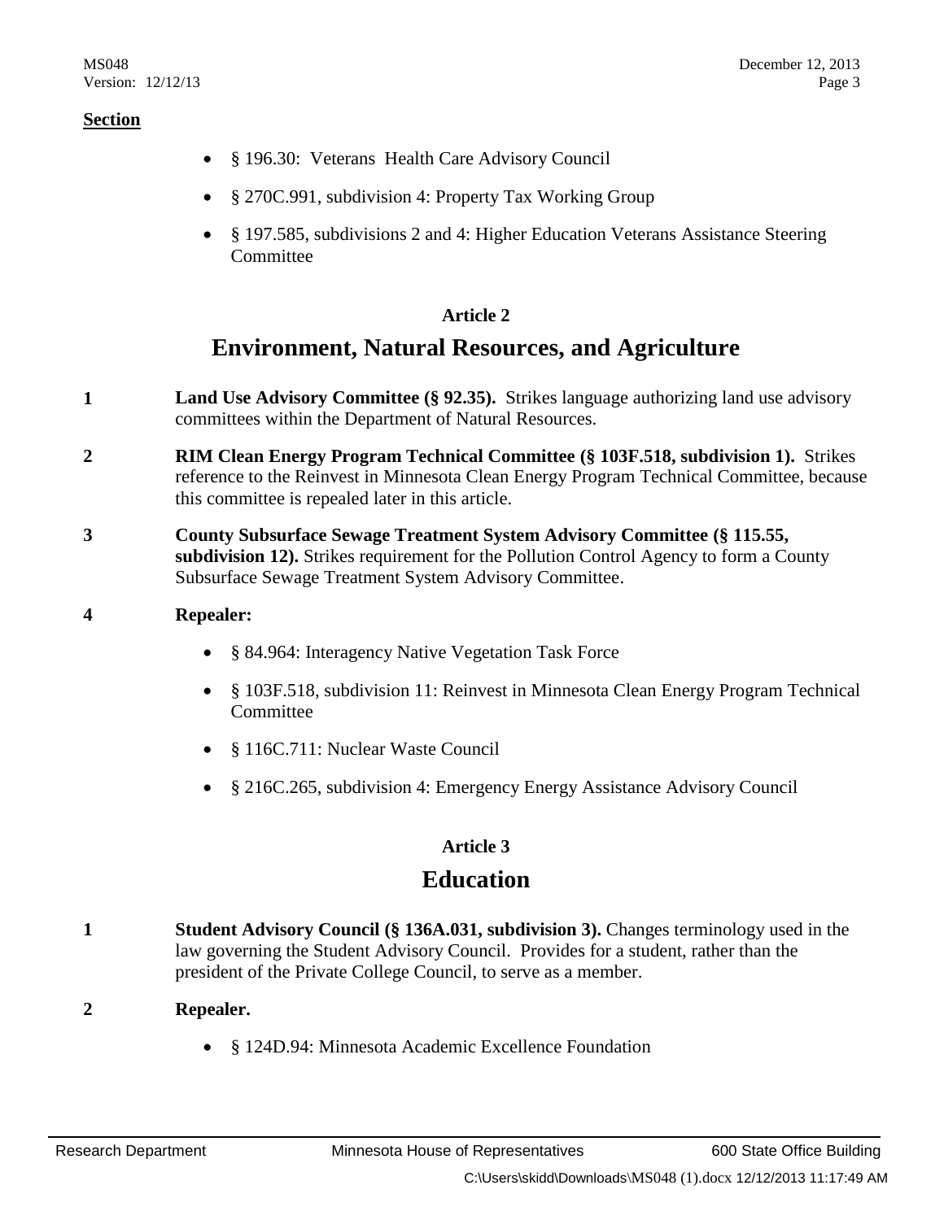**Section**

- § 196.30: Veterans Health Care Advisory Council
- § 270C.991, subdivision 4: Property Tax Working Group
- § 197.585, subdivisions 2 and 4: Higher Education Veterans Assistance Steering Committee

### Article 2

## Environment, Natural Resources, and Agriculture

**1** **Land Use Advisory Committee (§ 92.35).** Strikes language authorizing land use advisory committees within the Department of Natural Resources.

**2** **RIM Clean Energy Program Technical Committee (§ 103F.518, subdivision 1).** Strikes reference to the Reinvest in Minnesota Clean Energy Program Technical Committee, because this committee is repealed later in this article.

**3** **County Subsurface Sewage Treatment System Advisory Committee (§ 115.55, subdivision 12).** Strikes requirement for the Pollution Control Agency to form a County Subsurface Sewage Treatment System Advisory Committee.

**4** **Repealer:**

- § 84.964: Interagency Native Vegetation Task Force
- § 103F.518, subdivision 11: Reinvest in Minnesota Clean Energy Program Technical Committee
- § 116C.711: Nuclear Waste Council
- § 216C.265, subdivision 4: Emergency Energy Assistance Advisory Council

### Article 3

## Education

**1** **Student Advisory Council (§ 136A.031, subdivision 3).** Changes terminology used in the law governing the Student Advisory Council. Provides for a student, rather than the president of the Private College Council, to serve as a member.

**2** **Repealer.**

- § 124D.94: Minnesota Academic Excellence Foundation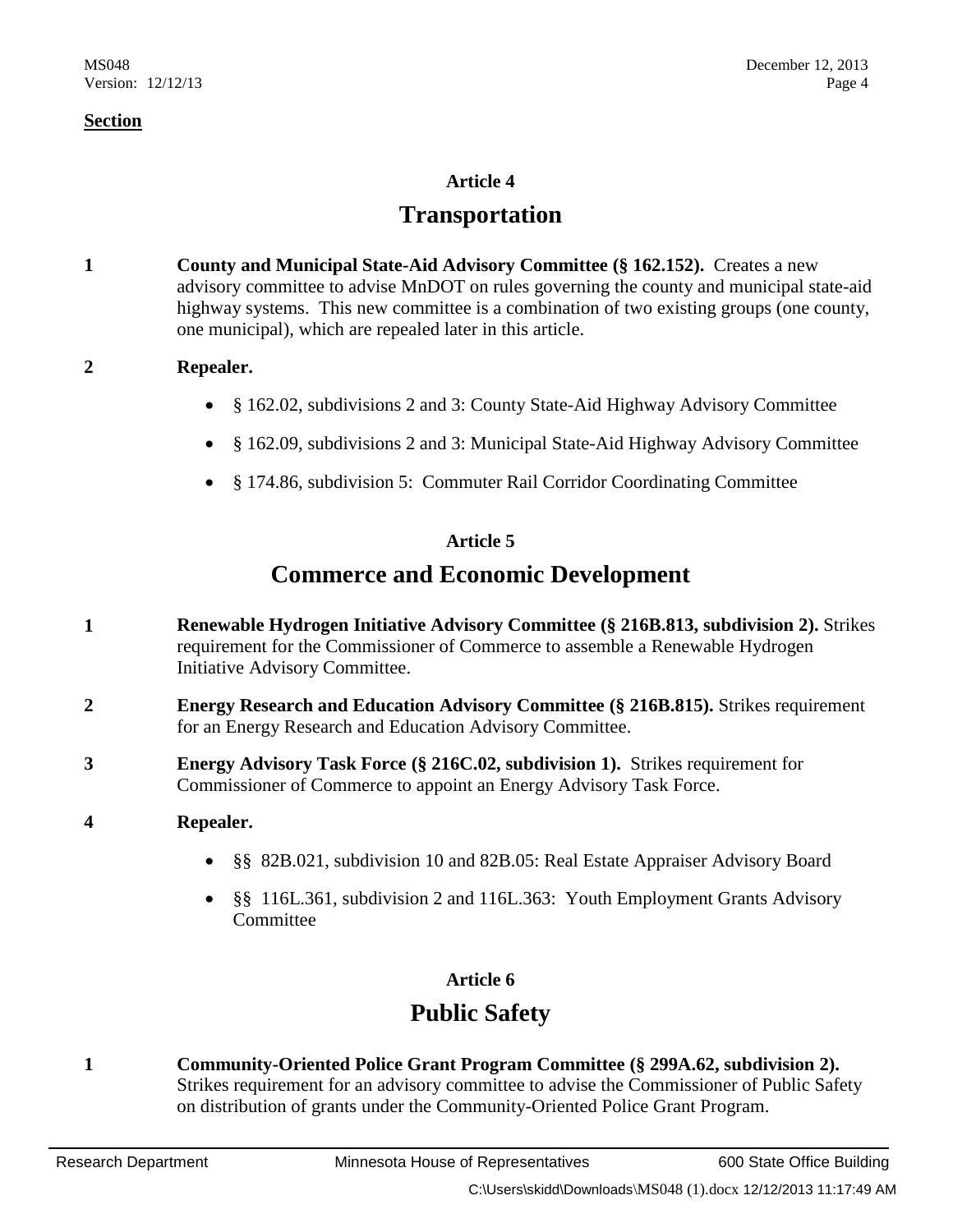**Section**

## Article 4

# Transportation

**1** **County and Municipal State-Aid Advisory Committee (§ 162.152).** Creates a new advisory committee to advise MnDOT on rules governing the county and municipal state-aid highway systems. This new committee is a combination of two existing groups (one county, one municipal), which are repealed later in this article.

**2** **Repealer.**

- § 162.02, subdivisions 2 and 3: County State-Aid Highway Advisory Committee
- § 162.09, subdivisions 2 and 3: Municipal State-Aid Highway Advisory Committee
- § 174.86, subdivision 5: Commuter Rail Corridor Coordinating Committee

## Article 5

# Commerce and Economic Development

**1** **Renewable Hydrogen Initiative Advisory Committee (§ 216B.813, subdivision 2).** Strikes requirement for the Commissioner of Commerce to assemble a Renewable Hydrogen Initiative Advisory Committee.

**2** **Energy Research and Education Advisory Committee (§ 216B.815).** Strikes requirement for an Energy Research and Education Advisory Committee.

**3** **Energy Advisory Task Force (§ 216C.02, subdivision 1).** Strikes requirement for Commissioner of Commerce to appoint an Energy Advisory Task Force.

**4** **Repealer.**

- §§ 82B.021, subdivision 10 and 82B.05: Real Estate Appraiser Advisory Board
- §§ 116L.361, subdivision 2 and 116L.363: Youth Employment Grants Advisory Committee

## Article 6

# Public Safety

**1** **Community-Oriented Police Grant Program Committee (§ 299A.62, subdivision 2).** Strikes requirement for an advisory committee to advise the Commissioner of Public Safety on distribution of grants under the Community-Oriented Police Grant Program.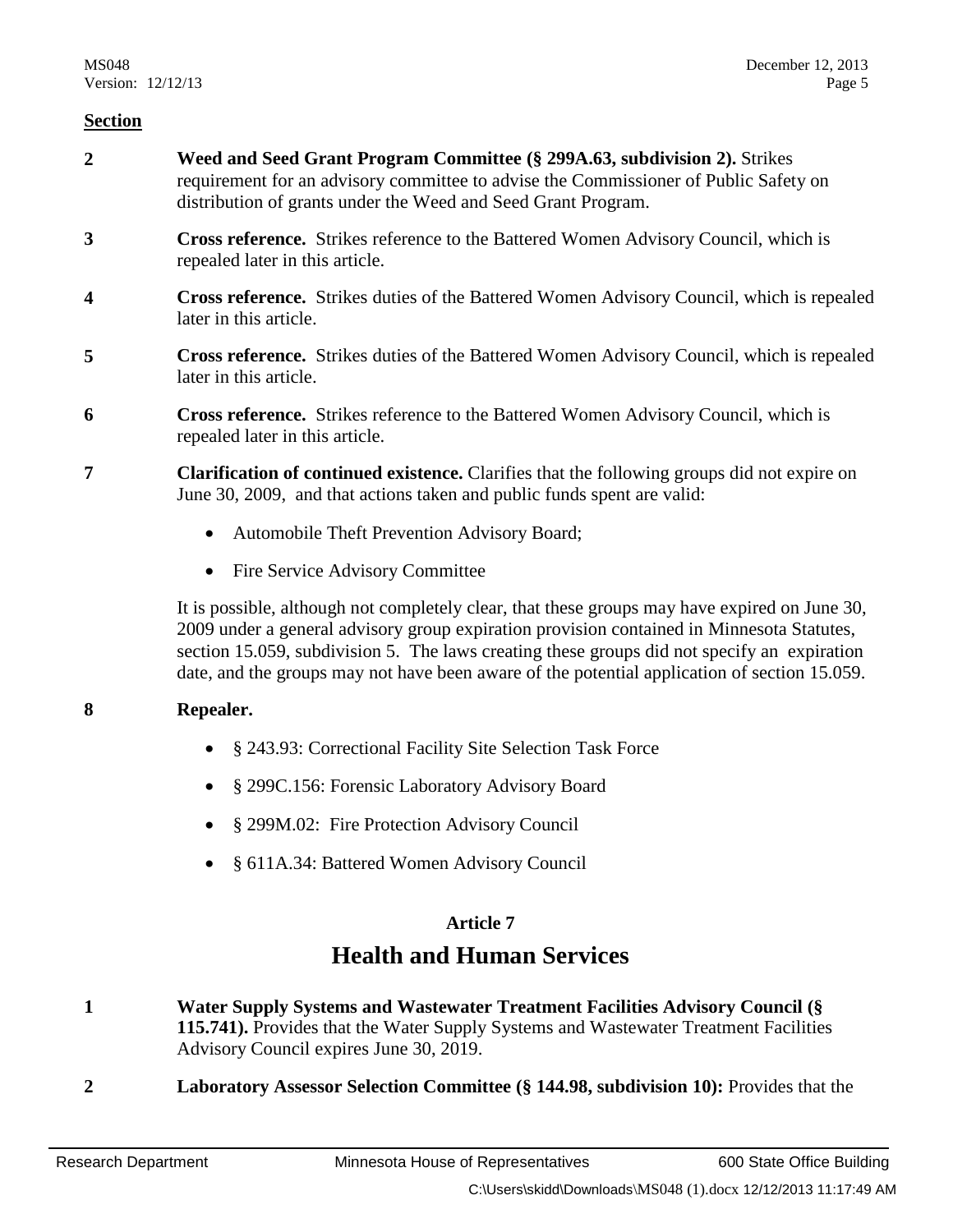**Section**

**2** **Weed and Seed Grant Program Committee (§ 299A.63, subdivision 2).** Strikes requirement for an advisory committee to advise the Commissioner of Public Safety on distribution of grants under the Weed and Seed Grant Program.

**3** **Cross reference.** Strikes reference to the Battered Women Advisory Council, which is repealed later in this article.

**4** **Cross reference.** Strikes duties of the Battered Women Advisory Council, which is repealed later in this article.

**5** **Cross reference.** Strikes duties of the Battered Women Advisory Council, which is repealed later in this article.

**6** **Cross reference.** Strikes reference to the Battered Women Advisory Council, which is repealed later in this article.

**7** **Clarification of continued existence.** Clarifies that the following groups did not expire on June 30, 2009, and that actions taken and public funds spent are valid:

- Automobile Theft Prevention Advisory Board;
- Fire Service Advisory Committee

It is possible, although not completely clear, that these groups may have expired on June 30, 2009 under a general advisory group expiration provision contained in Minnesota Statutes, section 15.059, subdivision 5. The laws creating these groups did not specify an expiration date, and the groups may not have been aware of the potential application of section 15.059.

**8** **Repealer.**

- § 243.93: Correctional Facility Site Selection Task Force
- § 299C.156: Forensic Laboratory Advisory Board
- § 299M.02: Fire Protection Advisory Council
- § 611A.34: Battered Women Advisory Council

## Article 7

# Health and Human Services

**1** **Water Supply Systems and Wastewater Treatment Facilities Advisory Council (§ 115.741).** Provides that the Water Supply Systems and Wastewater Treatment Facilities Advisory Council expires June 30, 2019.

**2** **Laboratory Assessor Selection Committee (§ 144.98, subdivision 10):** Provides that the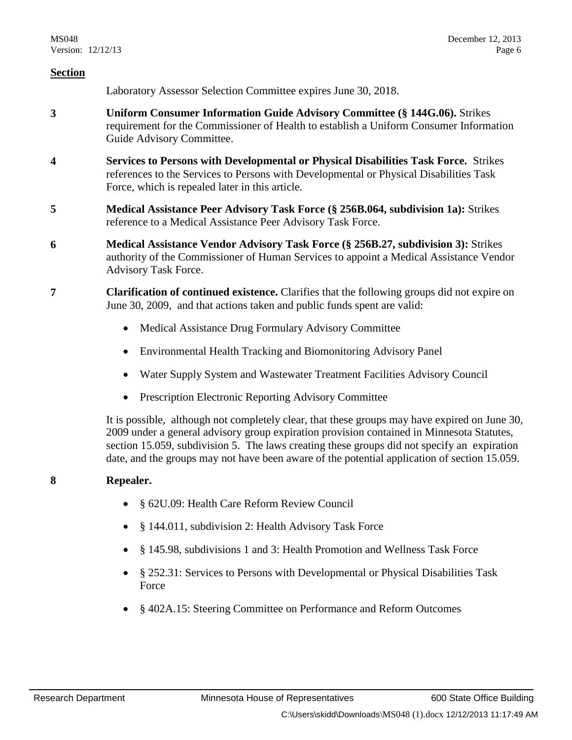**Section**

Laboratory Assessor Selection Committee expires June 30, 2018.

**3** **Uniform Consumer Information Guide Advisory Committee (§ 144G.06).** Strikes requirement for the Commissioner of Health to establish a Uniform Consumer Information Guide Advisory Committee.

**4** **Services to Persons with Developmental or Physical Disabilities Task Force.** Strikes references to the Services to Persons with Developmental or Physical Disabilities Task Force, which is repealed later in this article.

**5** **Medical Assistance Peer Advisory Task Force (§ 256B.064, subdivision 1a):** Strikes reference to a Medical Assistance Peer Advisory Task Force.

**6** **Medical Assistance Vendor Advisory Task Force (§ 256B.27, subdivision 3):** Strikes authority of the Commissioner of Human Services to appoint a Medical Assistance Vendor Advisory Task Force.

**7** **Clarification of continued existence.** Clarifies that the following groups did not expire on June 30, 2009, and that actions taken and public funds spent are valid:

- Medical Assistance Drug Formulary Advisory Committee
- Environmental Health Tracking and Biomonitoring Advisory Panel
- Water Supply System and Wastewater Treatment Facilities Advisory Council
- Prescription Electronic Reporting Advisory Committee

It is possible, although not completely clear, that these groups may have expired on June 30, 2009 under a general advisory group expiration provision contained in Minnesota Statutes, section 15.059, subdivision 5. The laws creating these groups did not specify an expiration date, and the groups may not have been aware of the potential application of section 15.059.

**8** **Repealer.**

- § 62U.09: Health Care Reform Review Council
- § 144.011, subdivision 2: Health Advisory Task Force
- § 145.98, subdivisions 1 and 3: Health Promotion and Wellness Task Force
- § 252.31: Services to Persons with Developmental or Physical Disabilities Task Force
- § 402A.15: Steering Committee on Performance and Reform Outcomes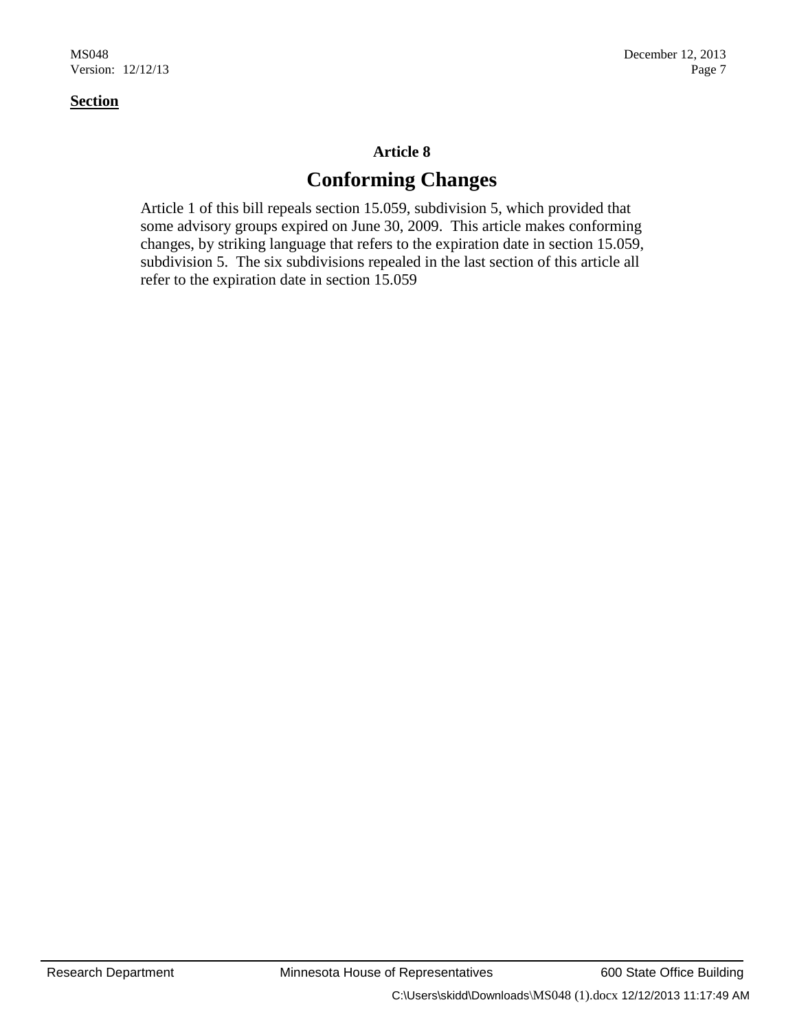**Section**

### Article 8

## Conforming Changes

Article 1 of this bill repeals section 15.059, subdivision 5, which provided that some advisory groups expired on June 30, 2009. This article makes conforming changes, by striking language that refers to the expiration date in section 15.059, subdivision 5. The six subdivisions repealed in the last section of this article all refer to the expiration date in section 15.059